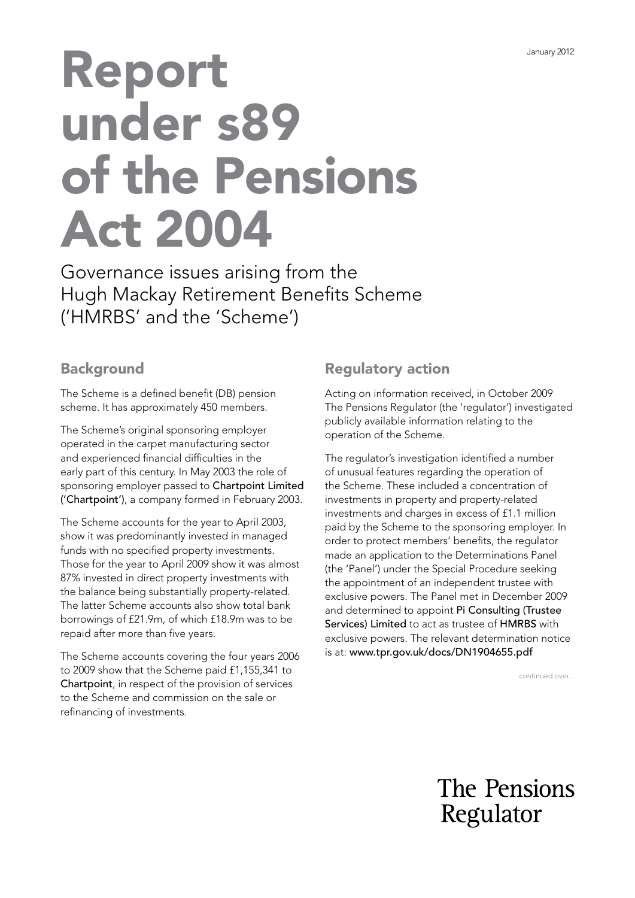January 2012

# Report under s89 of the Pensions Act 2004

Governance issues arising from the Hugh Mackay Retirement Benefits Scheme ('HMRBS' and the 'Scheme')

## Background

The Scheme is a defined benefit (DB) pension scheme. It has approximately 450 members.

The Scheme's original sponsoring employer operated in the carpet manufacturing sector and experienced financial difficulties in the early part of this century. In May 2003 the role of sponsoring employer passed to Chartpoint Limited ('Chartpoint'), a company formed in February 2003.

The Scheme accounts for the year to April 2003, show it was predominantly invested in managed funds with no specified property investments. Those for the year to April 2009 show it was almost 87% invested in direct property investments with the balance being substantially property-related. The latter Scheme accounts also show total bank borrowings of £21.9m, of which £18.9m was to be repaid after more than five years.

The Scheme accounts covering the four years 2006 to 2009 show that the Scheme paid £1,155,341 to Chartpoint, in respect of the provision of services to the Scheme and commission on the sale or refinancing of investments.

## Regulatory action

Acting on information received, in October 2009 The Pensions Regulator (the 'regulator') investigated publicly available information relating to the operation of the Scheme.

The regulator's investigation identified a number of unusual features regarding the operation of the Scheme. These included a concentration of investments in property and property-related investments and charges in excess of £1.1 million paid by the Scheme to the sponsoring employer. In order to protect members' benefits, the regulator made an application to the Determinations Panel (the 'Panel') under the Special Procedure seeking the appointment of an independent trustee with exclusive powers. The Panel met in December 2009 and determined to appoint Pi Consulting (Trustee Services) Limited to act as trustee of HMRBS with exclusive powers. The relevant determination notice is at: www.tpr.gov.uk/docs/DN1904655.pdf

continued over...

The Pensions Regulator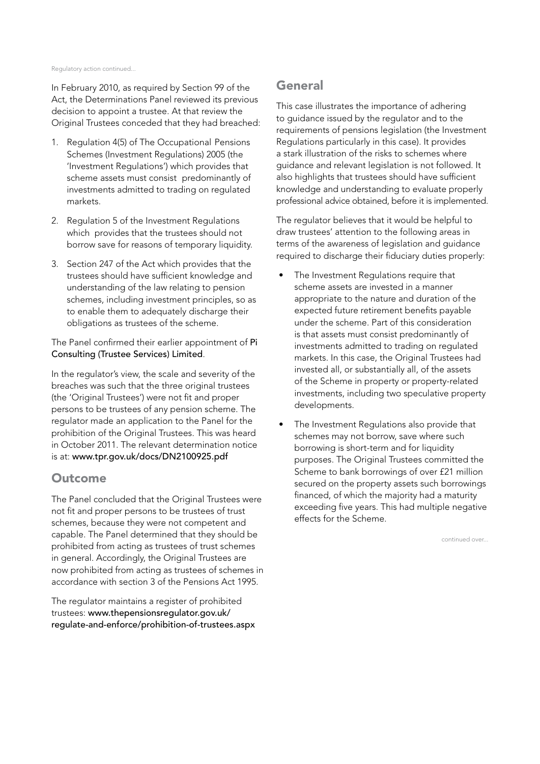In February 2010, as required by Section 99 of the Act, the Determinations Panel reviewed its previous decision to appoint a trustee. At that review the Original Trustees conceded that they had breached:

1. Regulation 4(5) of The Occupational Pensions Schemes (Investment Regulations) 2005 (the 'Investment Regulations') which provides that scheme assets must consist predominantly of investments admitted to trading on regulated markets.
2. Regulation 5 of the Investment Regulations which provides that the trustees should not borrow save for reasons of temporary liquidity.
3. Section 247 of the Act which provides that the trustees should have sufficient knowledge and understanding of the law relating to pension schemes, including investment principles, so as to enable them to adequately discharge their obligations as trustees of the scheme.

The Panel confirmed their earlier appointment of Pi Consulting (Trustee Services) Limited.

In the regulator's view, the scale and severity of the breaches was such that the three original trustees (the 'Original Trustees') were not fit and proper persons to be trustees of any pension scheme. The regulator made an application to the Panel for the prohibition of the Original Trustees. This was heard in October 2011. The relevant determination notice is at: www.tpr.gov.uk/docs/DN2100925.pdf

## Outcome

The Panel concluded that the Original Trustees were not fit and proper persons to be trustees of trust schemes, because they were not competent and capable. The Panel determined that they should be prohibited from acting as trustees of trust schemes in general. Accordingly, the Original Trustees are now prohibited from acting as trustees of schemes in accordance with section 3 of the Pensions Act 1995.

The regulator maintains a register of prohibited trustees: www.thepensionsregulator.gov.uk/regulate-and-enforce/prohibition-of-trustees.aspx

## General

This case illustrates the importance of adhering to guidance issued by the regulator and to the requirements of pensions legislation (the Investment Regulations particularly in this case). It provides a stark illustration of the risks to schemes where guidance and relevant legislation is not followed. It also highlights that trustees should have sufficient knowledge and understanding to evaluate properly professional advice obtained, before it is implemented.

The regulator believes that it would be helpful to draw trustees' attention to the following areas in terms of the awareness of legislation and guidance required to discharge their fiduciary duties properly:

- The Investment Regulations require that scheme assets are invested in a manner appropriate to the nature and duration of the expected future retirement benefits payable under the scheme. Part of this consideration is that assets must consist predominantly of investments admitted to trading on regulated markets. In this case, the Original Trustees had invested all, or substantially all, of the assets of the Scheme in property or property-related investments, including two speculative property developments.
- The Investment Regulations also provide that schemes may not borrow, save where such borrowing is short-term and for liquidity purposes. The Original Trustees committed the Scheme to bank borrowings of over £21 million secured on the property assets such borrowings financed, of which the majority had a maturity exceeding five years. This had multiple negative effects for the Scheme.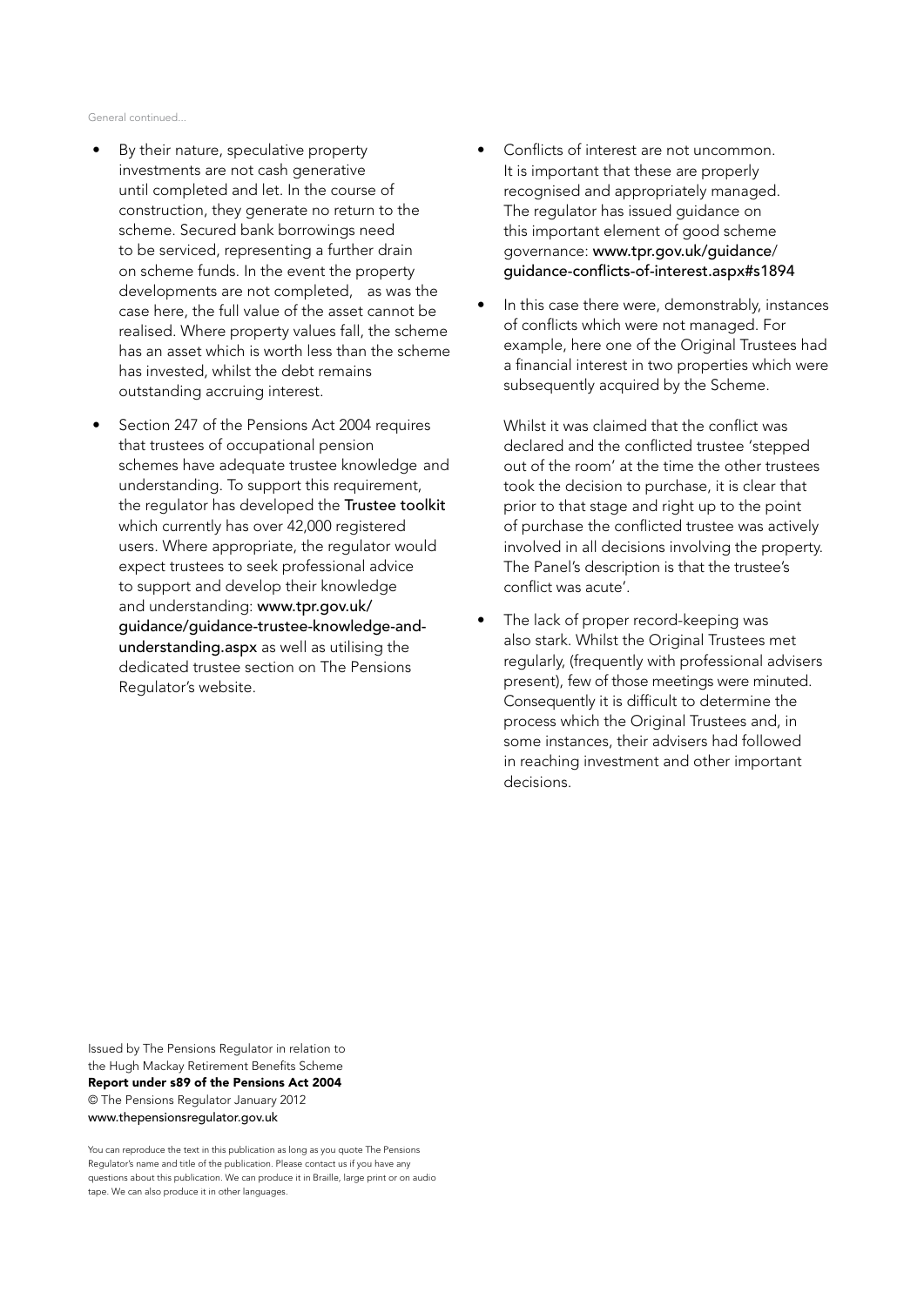General continued...

- By their nature, speculative property investments are not cash generative until completed and let. In the course of construction, they generate no return to the scheme. Secured bank borrowings need to be serviced, representing a further drain on scheme funds. In the event the property developments are not completed, as was the case here, the full value of the asset cannot be realised. Where property values fall, the scheme has an asset which is worth less than the scheme has invested, whilst the debt remains outstanding accruing interest.
- Section 247 of the Pensions Act 2004 requires that trustees of occupational pension schemes have adequate trustee knowledge and understanding. To support this requirement, the regulator has developed the **Trustee toolkit** which currently has over 42,000 registered users. Where appropriate, the regulator would expect trustees to seek professional advice to support and develop their knowledge and understanding: **www.tpr.gov.uk/guidance/guidance-trustee-knowledge-and-understanding.aspx** as well as utilising the dedicated trustee section on The Pensions Regulator's website.
- Conflicts of interest are not uncommon. It is important that these are properly recognised and appropriately managed. The regulator has issued guidance on this important element of good scheme governance: **www.tpr.gov.uk/guidance/guidance-conflicts-of-interest.aspx#s1894**
- In this case there were, demonstrably, instances of conflicts which were not managed. For example, here one of the Original Trustees had a financial interest in two properties which were subsequently acquired by the Scheme.

  Whilst it was claimed that the conflict was declared and the conflicted trustee 'stepped out of the room' at the time the other trustees took the decision to purchase, it is clear that prior to that stage and right up to the point of purchase the conflicted trustee was actively involved in all decisions involving the property. The Panel's description is that the trustee's conflict was acute'.
- The lack of proper record-keeping was also stark. Whilst the Original Trustees met regularly, (frequently with professional advisers present), few of those meetings were minuted. Consequently it is difficult to determine the process which the Original Trustees and, in some instances, their advisers had followed in reaching investment and other important decisions.

Issued by The Pensions Regulator in relation to the Hugh Mackay Retirement Benefits Scheme
**Report under s89 of the Pensions Act 2004**
© The Pensions Regulator January 2012
www.thepensionsregulator.gov.uk

You can reproduce the text in this publication as long as you quote The Pensions Regulator's name and title of the publication. Please contact us if you have any questions about this publication. We can produce it in Braille, large print or on audio tape. We can also produce it in other languages.